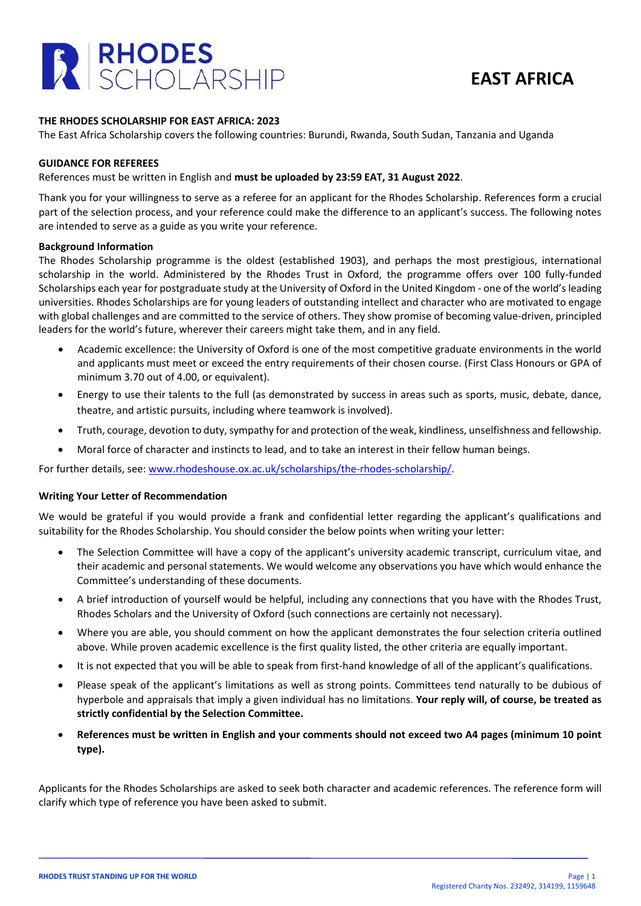RHODES SCHOLARSHIP

# EAST AFRICA

**THE RHODES SCHOLARSHIP FOR EAST AFRICA: 2023**

The East Africa Scholarship covers the following countries: Burundi, Rwanda, South Sudan, Tanzania and Uganda

**GUIDANCE FOR REFEREES**

References must be written in English and **must be uploaded by 23:59 EAT, 31 August 2022**.

Thank you for your willingness to serve as a referee for an applicant for the Rhodes Scholarship. References form a crucial part of the selection process, and your reference could make the difference to an applicant's success. The following notes are intended to serve as a guide as you write your reference.

**Background Information**

The Rhodes Scholarship programme is the oldest (established 1903), and perhaps the most prestigious, international scholarship in the world. Administered by the Rhodes Trust in Oxford, the programme offers over 100 fully-funded Scholarships each year for postgraduate study at the University of Oxford in the United Kingdom - one of the world's leading universities. Rhodes Scholarships are for young leaders of outstanding intellect and character who are motivated to engage with global challenges and are committed to the service of others. They show promise of becoming value-driven, principled leaders for the world's future, wherever their careers might take them, and in any field.

- Academic excellence: the University of Oxford is one of the most competitive graduate environments in the world and applicants must meet or exceed the entry requirements of their chosen course. (First Class Honours or GPA of minimum 3.70 out of 4.00, or equivalent).
- Energy to use their talents to the full (as demonstrated by success in areas such as sports, music, debate, dance, theatre, and artistic pursuits, including where teamwork is involved).
- Truth, courage, devotion to duty, sympathy for and protection of the weak, kindliness, unselfishness and fellowship.
- Moral force of character and instincts to lead, and to take an interest in their fellow human beings.

For further details, see: www.rhodeshouse.ox.ac.uk/scholarships/the-rhodes-scholarship/.

**Writing Your Letter of Recommendation**

We would be grateful if you would provide a frank and confidential letter regarding the applicant's qualifications and suitability for the Rhodes Scholarship. You should consider the below points when writing your letter:

- The Selection Committee will have a copy of the applicant's university academic transcript, curriculum vitae, and their academic and personal statements. We would welcome any observations you have which would enhance the Committee's understanding of these documents.
- A brief introduction of yourself would be helpful, including any connections that you have with the Rhodes Trust, Rhodes Scholars and the University of Oxford (such connections are certainly not necessary).
- Where you are able, you should comment on how the applicant demonstrates the four selection criteria outlined above. While proven academic excellence is the first quality listed, the other criteria are equally important.
- It is not expected that you will be able to speak from first-hand knowledge of all of the applicant's qualifications.
- Please speak of the applicant's limitations as well as strong points. Committees tend naturally to be dubious of hyperbole and appraisals that imply a given individual has no limitations. **Your reply will, of course, be treated as strictly confidential by the Selection Committee.**
- **References must be written in English and your comments should not exceed two A4 pages (minimum 10 point type).**

Applicants for the Rhodes Scholarships are asked to seek both character and academic references. The reference form will clarify which type of reference you have been asked to submit.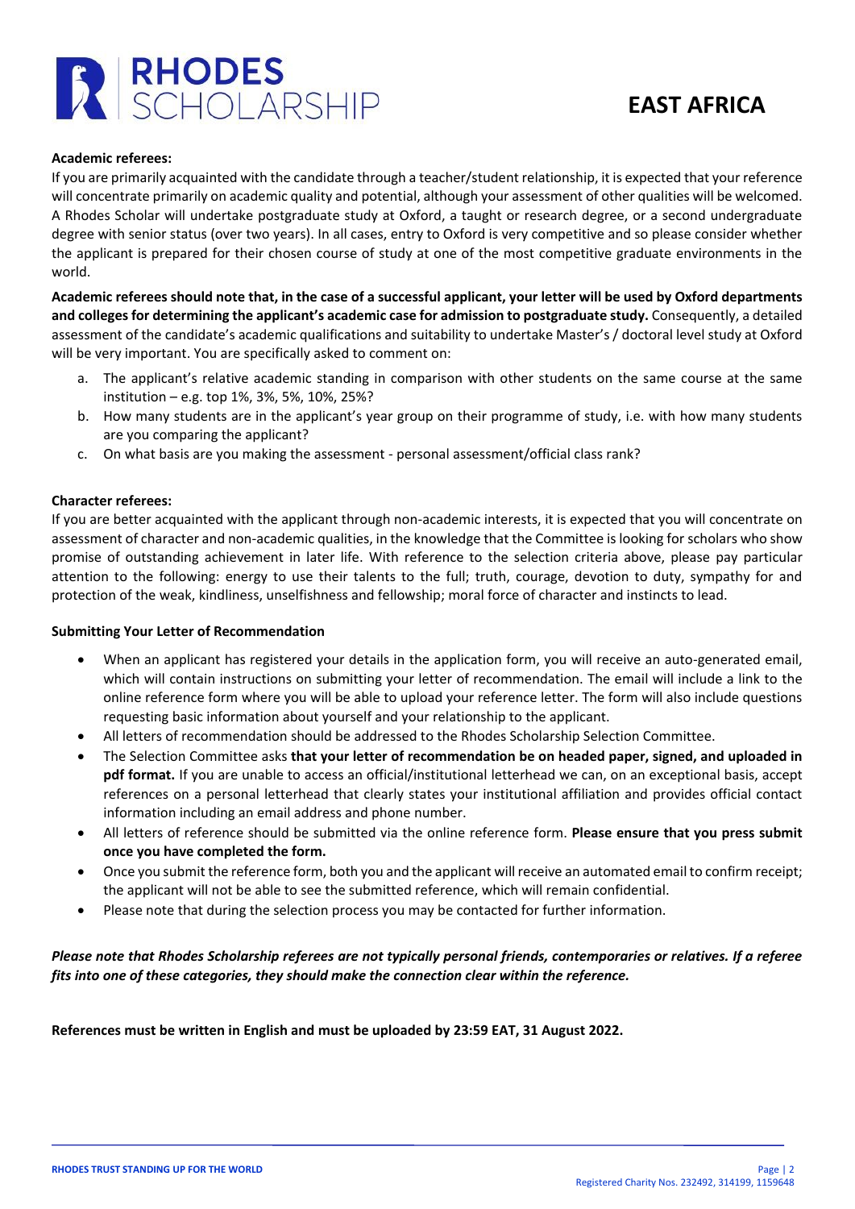**Academic referees:**

If you are primarily acquainted with the candidate through a teacher/student relationship, it is expected that your reference will concentrate primarily on academic quality and potential, although your assessment of other qualities will be welcomed. A Rhodes Scholar will undertake postgraduate study at Oxford, a taught or research degree, or a second undergraduate degree with senior status (over two years). In all cases, entry to Oxford is very competitive and so please consider whether the applicant is prepared for their chosen course of study at one of the most competitive graduate environments in the world.

**Academic referees should note that, in the case of a successful applicant, your letter will be used by Oxford departments and colleges for determining the applicant's academic case for admission to postgraduate study.** Consequently, a detailed assessment of the candidate's academic qualifications and suitability to undertake Master's / doctoral level study at Oxford will be very important. You are specifically asked to comment on:

a. The applicant's relative academic standing in comparison with other students on the same course at the same institution – e.g. top 1%, 3%, 5%, 10%, 25%?
b. How many students are in the applicant's year group on their programme of study, i.e. with how many students are you comparing the applicant?
c. On what basis are you making the assessment - personal assessment/official class rank?

**Character referees:**

If you are better acquainted with the applicant through non-academic interests, it is expected that you will concentrate on assessment of character and non-academic qualities, in the knowledge that the Committee is looking for scholars who show promise of outstanding achievement in later life. With reference to the selection criteria above, please pay particular attention to the following: energy to use their talents to the full; truth, courage, devotion to duty, sympathy for and protection of the weak, kindliness, unselfishness and fellowship; moral force of character and instincts to lead.

**Submitting Your Letter of Recommendation**

- When an applicant has registered your details in the application form, you will receive an auto-generated email, which will contain instructions on submitting your letter of recommendation. The email will include a link to the online reference form where you will be able to upload your reference letter. The form will also include questions requesting basic information about yourself and your relationship to the applicant.
- All letters of recommendation should be addressed to the Rhodes Scholarship Selection Committee.
- The Selection Committee asks **that your letter of recommendation be on headed paper, signed, and uploaded in pdf format.** If you are unable to access an official/institutional letterhead we can, on an exceptional basis, accept references on a personal letterhead that clearly states your institutional affiliation and provides official contact information including an email address and phone number.
- All letters of reference should be submitted via the online reference form. **Please ensure that you press submit once you have completed the form.**
- Once you submit the reference form, both you and the applicant will receive an automated email to confirm receipt; the applicant will not be able to see the submitted reference, which will remain confidential.
- Please note that during the selection process you may be contacted for further information.

***Please note that Rhodes Scholarship referees are not typically personal friends, contemporaries or relatives. If a referee fits into one of these categories, they should make the connection clear within the reference.***

**References must be written in English and must be uploaded by 23:59 EAT, 31 August 2022.**